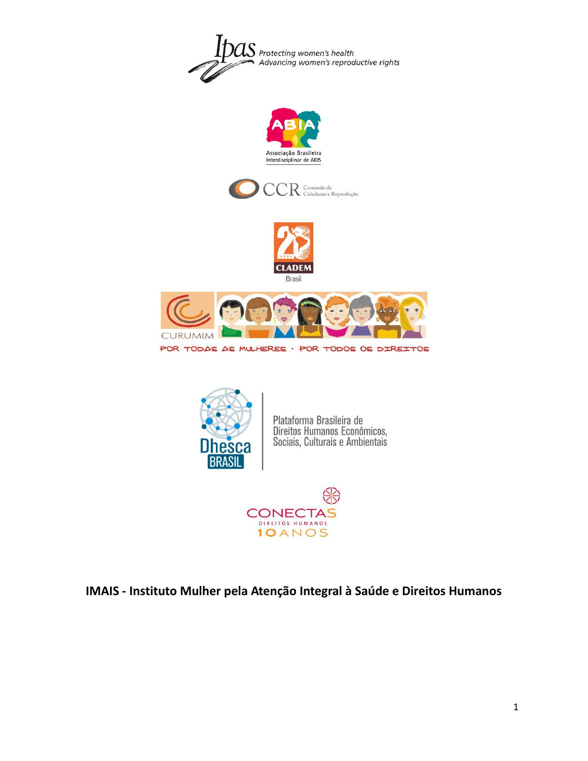Ipas Protecting women's health
Advancing women's reproductive rights

ABIA
Associação Brasileira Interdisciplinar de AIDS

CCR Comissão de Cidadania e Reprodução

20 anos CLADEM Brasil

CURUMIM
POR TODAS AS MULHERES · POR TODOS OS DIREITOS

Dhesca BRASIL
Plataforma Brasileira de Direitos Humanos Econômicos, Sociais, Culturais e Ambientais

CONECTAS DIREITOS HUMANOS 10 ANOS

**IMAIS - Instituto Mulher pela Atenção Integral à Saúde e Direitos Humanos**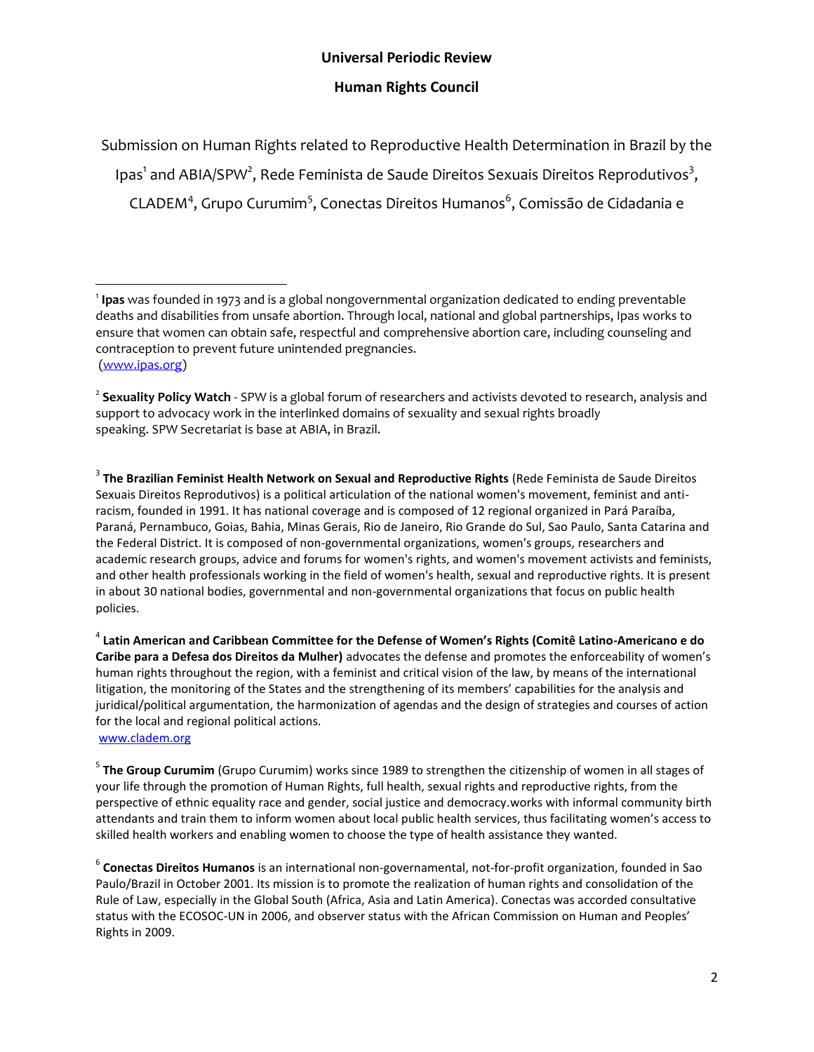**Universal Periodic Review**

**Human Rights Council**

Submission on Human Rights related to Reproductive Health Determination in Brazil by the Ipas[1] and ABIA/SPW[2], Rede Feminista de Saude Direitos Sexuais Direitos Reprodutivos[3], CLADEM[4], Grupo Curumim[5], Conectas Direitos Humanos[6], Comissão de Cidadania e

---

[1] **Ipas** was founded in 1973 and is a global nongovernmental organization dedicated to ending preventable deaths and disabilities from unsafe abortion. Through local, national and global partnerships, Ipas works to ensure that women can obtain safe, respectful and comprehensive abortion care, including counseling and contraception to prevent future unintended pregnancies.
(www.ipas.org)

[2] **Sexuality Policy Watch** - SPW is a global forum of researchers and activists devoted to research, analysis and support to advocacy work in the interlinked domains of sexuality and sexual rights broadly speaking. SPW Secretariat is base at ABIA, in Brazil.

[3] **The Brazilian Feminist Health Network on Sexual and Reproductive Rights** (Rede Feminista de Saude Direitos Sexuais Direitos Reprodutivos) is a political articulation of the national women's movement, feminist and anti-racism, founded in 1991. It has national coverage and is composed of 12 regional organized in Pará Paraíba, Paraná, Pernambuco, Goias, Bahia, Minas Gerais, Rio de Janeiro, Rio Grande do Sul, Sao Paulo, Santa Catarina and the Federal District. It is composed of non-governmental organizations, women's groups, researchers and academic research groups, advice and forums for women's rights, and women's movement activists and feminists, and other health professionals working in the field of women's health, sexual and reproductive rights. It is present in about 30 national bodies, governmental and non-governmental organizations that focus on public health policies.

[4] **Latin American and Caribbean Committee for the Defense of Women's Rights (Comitê Latino-Americano e do Caribe para a Defesa dos Direitos da Mulher)** advocates the defense and promotes the enforceability of women's human rights throughout the region, with a feminist and critical vision of the law, by means of the international litigation, the monitoring of the States and the strengthening of its members' capabilities for the analysis and juridical/political argumentation, the harmonization of agendas and the design of strategies and courses of action for the local and regional political actions.
www.cladem.org

[5] **The Group Curumim** (Grupo Curumim) works since 1989 to strengthen the citizenship of women in all stages of your life through the promotion of Human Rights, full health, sexual rights and reproductive rights, from the perspective of ethnic equality race and gender, social justice and democracy.works with informal community birth attendants and train them to inform women about local public health services, thus facilitating women's access to skilled health workers and enabling women to choose the type of health assistance they wanted.

[6] **Conectas Direitos Humanos** is an international non-governamental, not-for-profit organization, founded in Sao Paulo/Brazil in October 2001. Its mission is to promote the realization of human rights and consolidation of the Rule of Law, especially in the Global South (Africa, Asia and Latin America). Conectas was accorded consultative status with the ECOSOC-UN in 2006, and observer status with the African Commission on Human and Peoples' Rights in 2009.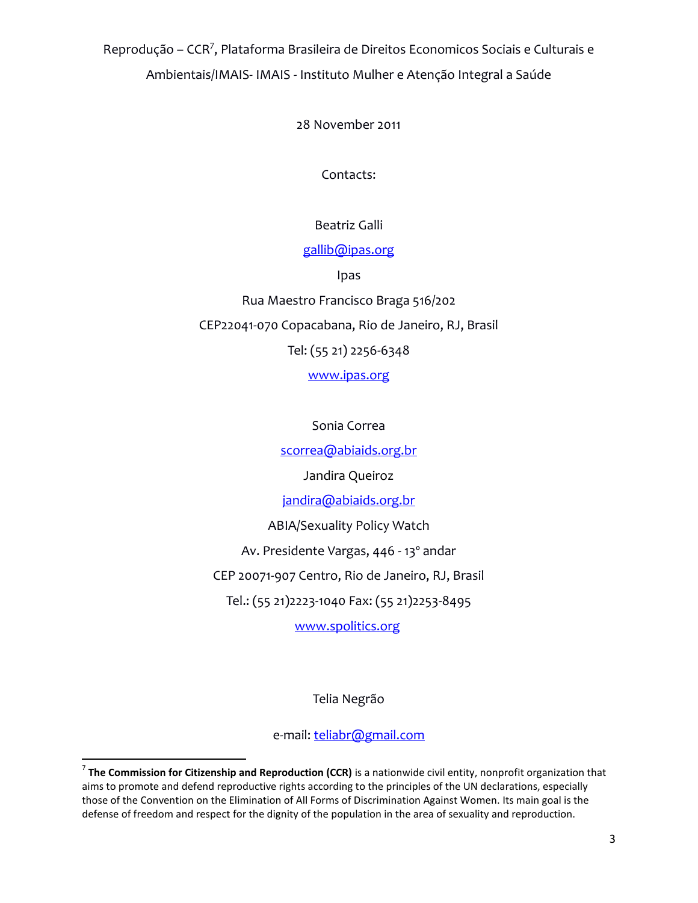Reprodução – CCR[7], Plataforma Brasileira de Direitos Economicos Sociais e Culturais e Ambientais/IMAIS- IMAIS - Instituto Mulher e Atenção Integral a Saúde

28 November 2011

Contacts:

Beatriz Galli

gallib@ipas.org

Ipas

Rua Maestro Francisco Braga 516/202

CEP22041-070 Copacabana, Rio de Janeiro, RJ, Brasil

Tel: (55 21) 2256-6348

www.ipas.org

Sonia Correa

scorrea@abiaids.org.br

Jandira Queiroz

jandira@abiaids.org.br

ABIA/Sexuality Policy Watch

Av. Presidente Vargas, 446 - 13° andar

CEP 20071-907 Centro, Rio de Janeiro, RJ, Brasil

Tel.: (55 21)2223-1040 Fax: (55 21)2253-8495

www.spolitics.org

Telia Negrão

e-mail: teliabr@gmail.com

---

[7] **The Commission for Citizenship and Reproduction (CCR)** is a nationwide civil entity, nonprofit organization that aims to promote and defend reproductive rights according to the principles of the UN declarations, especially those of the Convention on the Elimination of All Forms of Discrimination Against Women. Its main goal is the defense of freedom and respect for the dignity of the population in the area of sexuality and reproduction.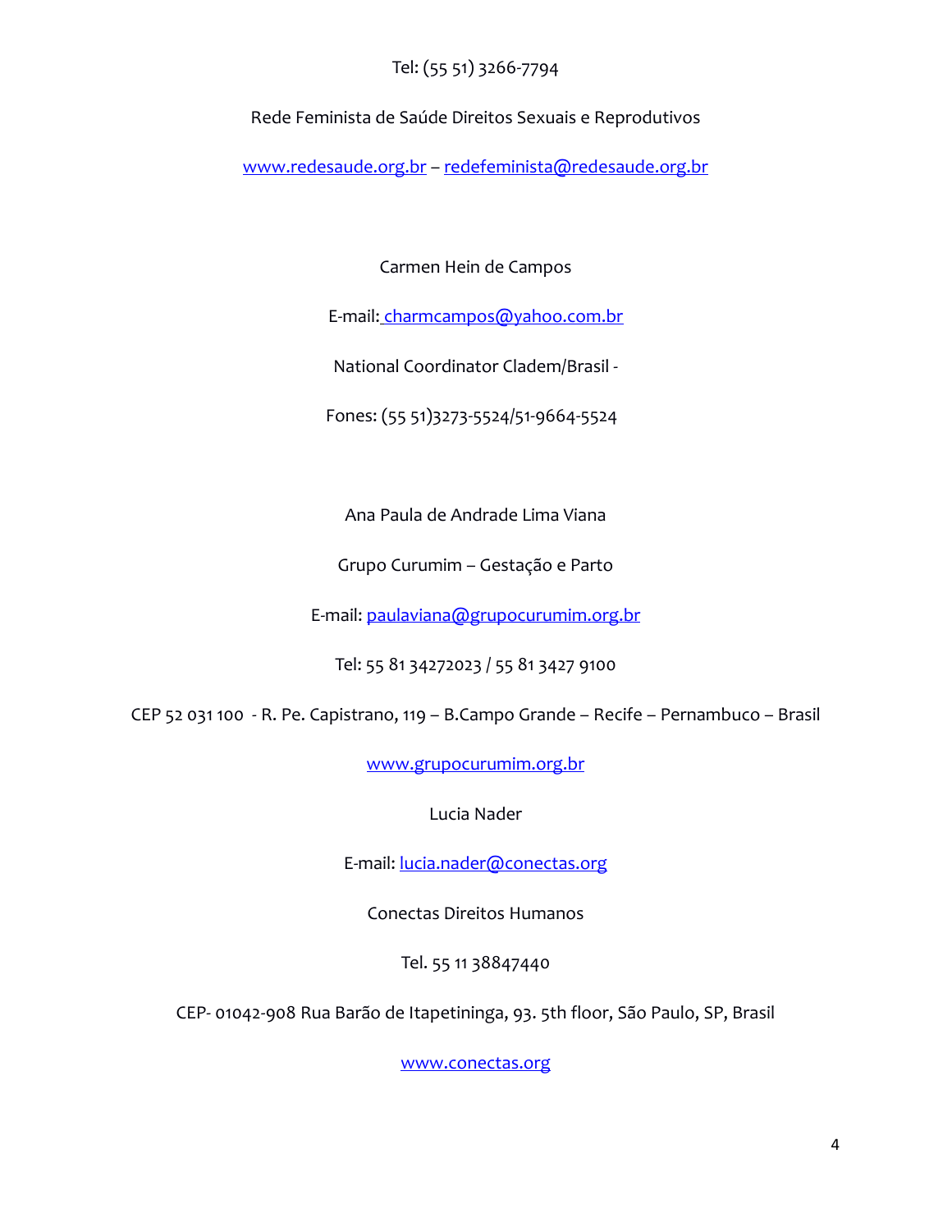Tel: (55 51) 3266-7794

Rede Feminista de Saúde Direitos Sexuais e Reprodutivos

www.redesaude.org.br – redefeminista@redesaude.org.br

Carmen Hein de Campos

E-mail: charmcampos@yahoo.com.br

National Coordinator Cladem/Brasil -

Fones: (55 51)3273-5524/51-9664-5524

Ana Paula de Andrade Lima Viana

Grupo Curumim – Gestação e Parto

E-mail: paulaviana@grupocurumim.org.br

Tel: 55 81 34272023 / 55 81 3427 9100

CEP 52 031 100 - R. Pe. Capistrano, 119 – B.Campo Grande – Recife – Pernambuco – Brasil

www.grupocurumim.org.br

Lucia Nader

E-mail: lucia.nader@conectas.org

Conectas Direitos Humanos

Tel. 55 11 38847440

CEP- 01042-908 Rua Barão de Itapetininga, 93. 5th floor, São Paulo, SP, Brasil

www.conectas.org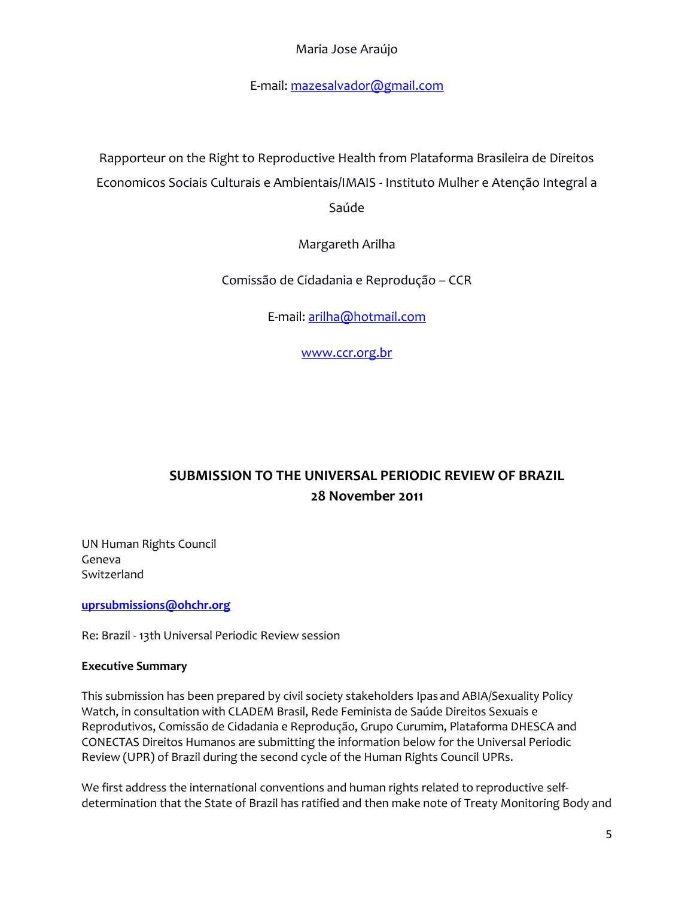Maria Jose Araújo

E-mail: mazesalvador@gmail.com

Rapporteur on the Right to Reproductive Health from Plataforma Brasileira de Direitos Economicos Sociais Culturais e Ambientais/IMAIS - Instituto Mulher e Atenção Integral a Saúde

Margareth Arilha

Comissão de Cidadania e Reprodução – CCR

E-mail: arilha@hotmail.com

www.ccr.org.br

## SUBMISSION TO THE UNIVERSAL PERIODIC REVIEW OF BRAZIL
## 28 November 2011

UN Human Rights Council
Geneva
Switzerland

**uprsubmissions@ohchr.org**

Re: Brazil - 13th Universal Periodic Review session

**Executive Summary**

This submission has been prepared by civil society stakeholders Ipas and ABIA/Sexuality Policy Watch, in consultation with CLADEM Brasil, Rede Feminista de Saúde Direitos Sexuais e Reprodutivos, Comissão de Cidadania e Reprodução, Grupo Curumim, Plataforma DHESCA and CONECTAS Direitos Humanos are submitting the information below for the Universal Periodic Review (UPR) of Brazil during the second cycle of the Human Rights Council UPRs.

We first address the international conventions and human rights related to reproductive self-determination that the State of Brazil has ratified and then make note of Treaty Monitoring Body and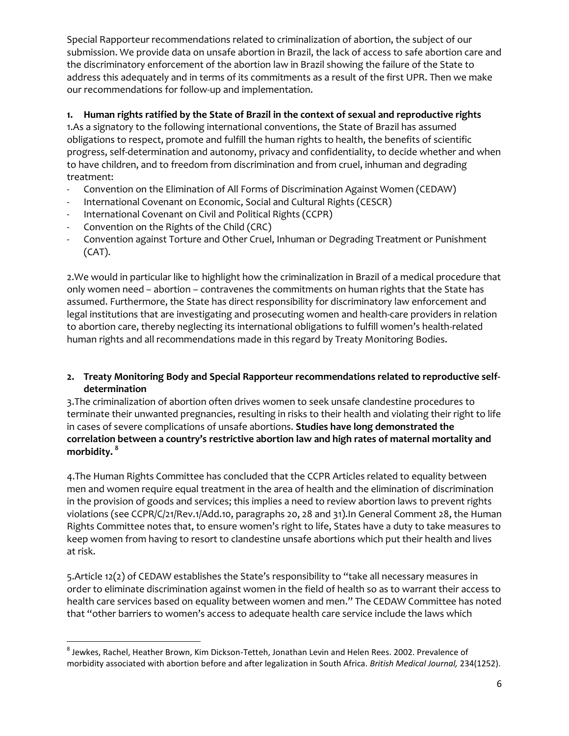Special Rapporteur recommendations related to criminalization of abortion, the subject of our submission. We provide data on unsafe abortion in Brazil, the lack of access to safe abortion care and the discriminatory enforcement of the abortion law in Brazil showing the failure of the State to address this adequately and in terms of its commitments as a result of the first UPR. Then we make our recommendations for follow-up and implementation.

## 1. Human rights ratified by the State of Brazil in the context of sexual and reproductive rights

1.As a signatory to the following international conventions, the State of Brazil has assumed obligations to respect, promote and fulfill the human rights to health, the benefits of scientific progress, self-determination and autonomy, privacy and confidentiality, to decide whether and when to have children, and to freedom from discrimination and from cruel, inhuman and degrading treatment:

- Convention on the Elimination of All Forms of Discrimination Against Women (CEDAW)
- International Covenant on Economic, Social and Cultural Rights (CESCR)
- International Covenant on Civil and Political Rights (CCPR)
- Convention on the Rights of the Child (CRC)
- Convention against Torture and Other Cruel, Inhuman or Degrading Treatment or Punishment (CAT).

2.We would in particular like to highlight how the criminalization in Brazil of a medical procedure that only women need – abortion – contravenes the commitments on human rights that the State has assumed. Furthermore, the State has direct responsibility for discriminatory law enforcement and legal institutions that are investigating and prosecuting women and health-care providers in relation to abortion care, thereby neglecting its international obligations to fulfill women's health-related human rights and all recommendations made in this regard by Treaty Monitoring Bodies.

## 2. Treaty Monitoring Body and Special Rapporteur recommendations related to reproductive self-determination

3.The criminalization of abortion often drives women to seek unsafe clandestine procedures to terminate their unwanted pregnancies, resulting in risks to their health and violating their right to life in cases of severe complications of unsafe abortions. **Studies have long demonstrated the correlation between a country's restrictive abortion law and high rates of maternal mortality and morbidity.** [8]

4.The Human Rights Committee has concluded that the CCPR Articles related to equality between men and women require equal treatment in the area of health and the elimination of discrimination in the provision of goods and services; this implies a need to review abortion laws to prevent rights violations (see CCPR/C/21/Rev.1/Add.10, paragraphs 20, 28 and 31).In General Comment 28, the Human Rights Committee notes that, to ensure women's right to life, States have a duty to take measures to keep women from having to resort to clandestine unsafe abortions which put their health and lives at risk.

5.Article 12(2) of CEDAW establishes the State's responsibility to "take all necessary measures in order to eliminate discrimination against women in the field of health so as to warrant their access to health care services based on equality between women and men." The CEDAW Committee has noted that "other barriers to women's access to adequate health care service include the laws which

---

[8] Jewkes, Rachel, Heather Brown, Kim Dickson-Tetteh, Jonathan Levin and Helen Rees. 2002. Prevalence of morbidity associated with abortion before and after legalization in South Africa. *British Medical Journal,* 234(1252).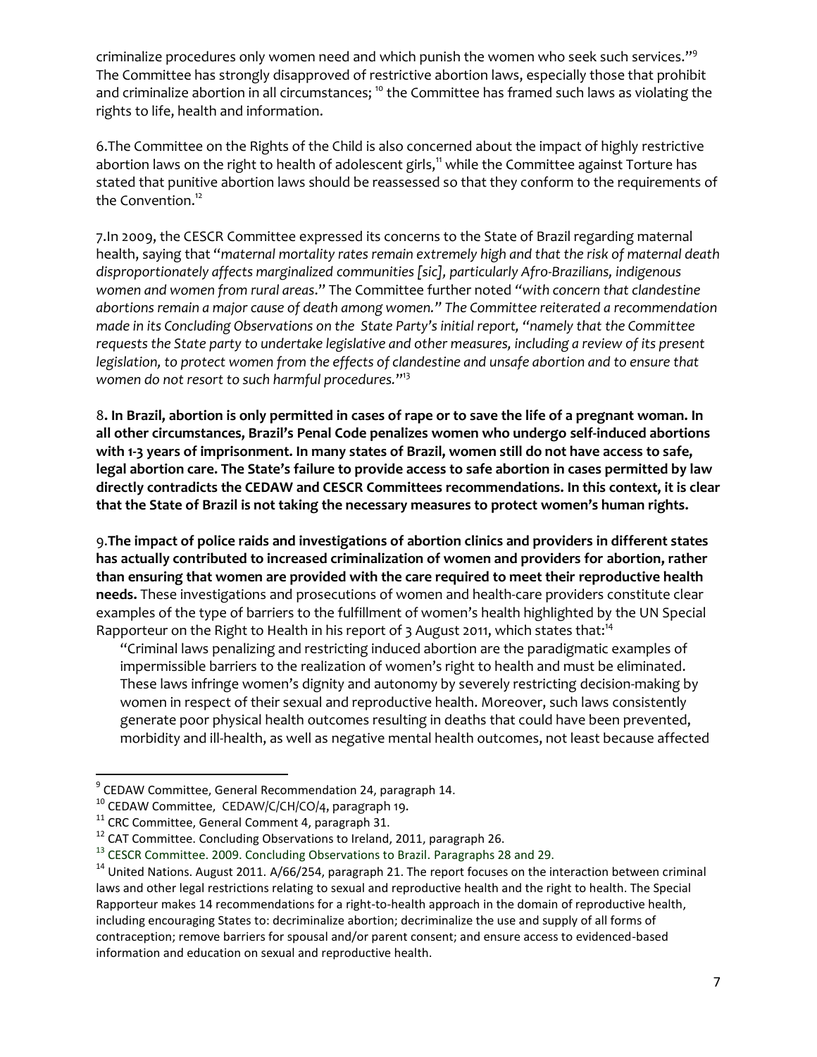criminalize procedures only women need and which punish the women who seek such services."[9] The Committee has strongly disapproved of restrictive abortion laws, especially those that prohibit and criminalize abortion in all circumstances; [10] the Committee has framed such laws as violating the rights to life, health and information.

6.The Committee on the Rights of the Child is also concerned about the impact of highly restrictive abortion laws on the right to health of adolescent girls,[11] while the Committee against Torture has stated that punitive abortion laws should be reassessed so that they conform to the requirements of the Convention.[12]

7.In 2009, the CESCR Committee expressed its concerns to the State of Brazil regarding maternal health, saying that "*maternal mortality rates remain extremely high and that the risk of maternal death disproportionately affects marginalized communities [sic], particularly Afro-Brazilians, indigenous women and women from rural areas*." The Committee further noted *"with concern that clandestine abortions remain a major cause of death among women." The Committee reiterated a recommendation made in its Concluding Observations on the State Party's initial report, "namely that the Committee requests the State party to undertake legislative and other measures, including a review of its present legislation, to protect women from the effects of clandestine and unsafe abortion and to ensure that women do not resort to such harmful procedures.*"[13]

8**. In Brazil, abortion is only permitted in cases of rape or to save the life of a pregnant woman. In all other circumstances, Brazil's Penal Code penalizes women who undergo self-induced abortions with 1-3 years of imprisonment. In many states of Brazil, women still do not have access to safe, legal abortion care. The State's failure to provide access to safe abortion in cases permitted by law directly contradicts the CEDAW and CESCR Committees recommendations. In this context, it is clear that the State of Brazil is not taking the necessary measures to protect women's human rights.**

9.**The impact of police raids and investigations of abortion clinics and providers in different states has actually contributed to increased criminalization of women and providers for abortion, rather than ensuring that women are provided with the care required to meet their reproductive health needs.** These investigations and prosecutions of women and health-care providers constitute clear examples of the type of barriers to the fulfillment of women's health highlighted by the UN Special Rapporteur on the Right to Health in his report of 3 August 2011, which states that:[14]

> "Criminal laws penalizing and restricting induced abortion are the paradigmatic examples of impermissible barriers to the realization of women's right to health and must be eliminated. These laws infringe women's dignity and autonomy by severely restricting decision-making by women in respect of their sexual and reproductive health. Moreover, such laws consistently generate poor physical health outcomes resulting in deaths that could have been prevented, morbidity and ill-health, as well as negative mental health outcomes, not least because affected

---

[9] CEDAW Committee, General Recommendation 24, paragraph 14.

[10] CEDAW Committee, CEDAW/C/CH/CO/4, paragraph 19.

[11] CRC Committee, General Comment 4, paragraph 31.

[12] CAT Committee. Concluding Observations to Ireland, 2011, paragraph 26.

[13] CESCR Committee. 2009. Concluding Observations to Brazil. Paragraphs 28 and 29.

[14] United Nations. August 2011. A/66/254, paragraph 21. The report focuses on the interaction between criminal laws and other legal restrictions relating to sexual and reproductive health and the right to health. The Special Rapporteur makes 14 recommendations for a right-to-health approach in the domain of reproductive health, including encouraging States to: decriminalize abortion; decriminalize the use and supply of all forms of contraception; remove barriers for spousal and/or parent consent; and ensure access to evidenced-based information and education on sexual and reproductive health.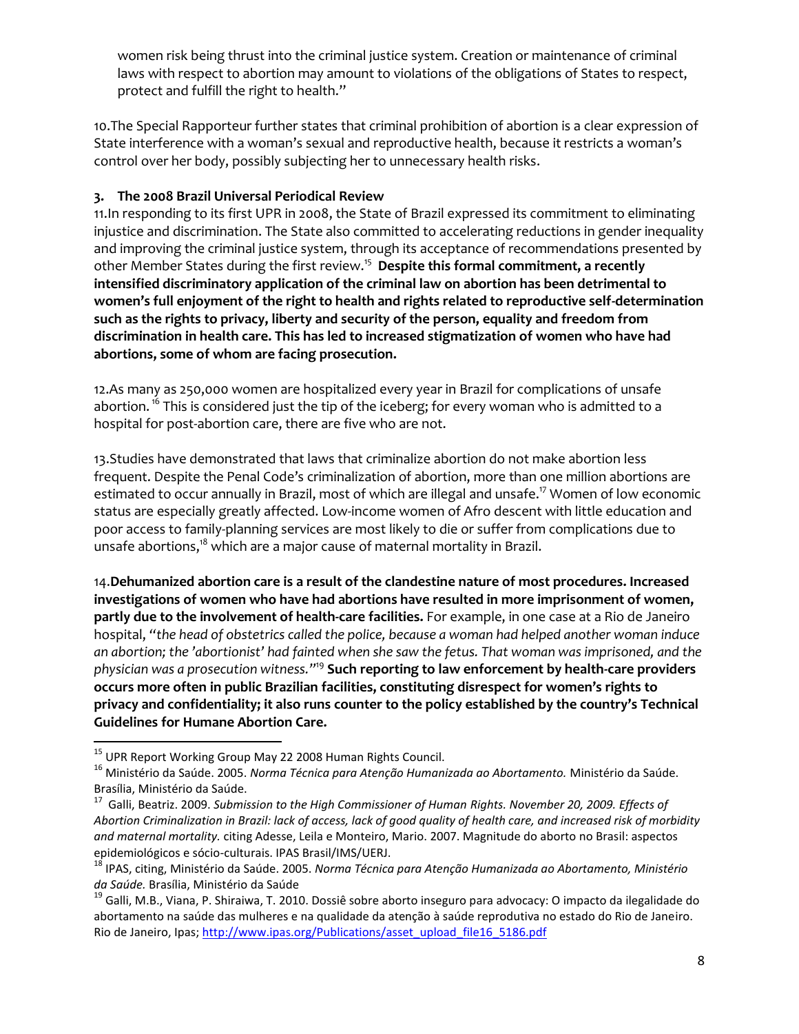women risk being thrust into the criminal justice system. Creation or maintenance of criminal laws with respect to abortion may amount to violations of the obligations of States to respect, protect and fulfill the right to health."

10.The Special Rapporteur further states that criminal prohibition of abortion is a clear expression of State interference with a woman's sexual and reproductive health, because it restricts a woman's control over her body, possibly subjecting her to unnecessary health risks.

### 3. The 2008 Brazil Universal Periodical Review

11.In responding to its first UPR in 2008, the State of Brazil expressed its commitment to eliminating injustice and discrimination. The State also committed to accelerating reductions in gender inequality and improving the criminal justice system, through its acceptance of recommendations presented by other Member States during the first review.[15] **Despite this formal commitment, a recently intensified discriminatory application of the criminal law on abortion has been detrimental to women's full enjoyment of the right to health and rights related to reproductive self-determination such as the rights to privacy, liberty and security of the person, equality and freedom from discrimination in health care. This has led to increased stigmatization of women who have had abortions, some of whom are facing prosecution.**

12.As many as 250,000 women are hospitalized every year in Brazil for complications of unsafe abortion.[16] This is considered just the tip of the iceberg; for every woman who is admitted to a hospital for post-abortion care, there are five who are not.

13.Studies have demonstrated that laws that criminalize abortion do not make abortion less frequent. Despite the Penal Code's criminalization of abortion, more than one million abortions are estimated to occur annually in Brazil, most of which are illegal and unsafe.[17] Women of low economic status are especially greatly affected. Low-income women of Afro descent with little education and poor access to family-planning services are most likely to die or suffer from complications due to unsafe abortions,[18] which are a major cause of maternal mortality in Brazil.

14.**Dehumanized abortion care is a result of the clandestine nature of most procedures. Increased investigations of women who have had abortions have resulted in more imprisonment of women, partly due to the involvement of health-care facilities.** For example, in one case at a Rio de Janeiro hospital, "*the head of obstetrics called the police, because a woman had helped another woman induce an abortion; the 'abortionist' had fainted when she saw the fetus. That woman was imprisoned, and the physician was a prosecution witness.*"[19] **Such reporting to law enforcement by health-care providers occurs more often in public Brazilian facilities, constituting disrespect for women's rights to privacy and confidentiality; it also runs counter to the policy established by the country's Technical Guidelines for Humane Abortion Care.**

---

[15] UPR Report Working Group May 22 2008 Human Rights Council.

[16] Ministério da Saúde. 2005. *Norma Técnica para Atenção Humanizada ao Abortamento.* Ministério da Saúde. Brasília, Ministério da Saúde.

[17] Galli, Beatriz. 2009. *Submission to the High Commissioner of Human Rights. November 20, 2009. Effects of Abortion Criminalization in Brazil: lack of access, lack of good quality of health care, and increased risk of morbidity and maternal mortality.* citing Adesse, Leila e Monteiro, Mario. 2007. Magnitude do aborto no Brasil: aspectos epidemiológicos e sócio-culturais. IPAS Brasil/IMS/UERJ.

[18] IPAS, citing, Ministério da Saúde. 2005. *Norma Técnica para Atenção Humanizada ao Abortamento, Ministério da Saúde.* Brasília, Ministério da Saúde

[19] Galli, M.B., Viana, P. Shiraiwa, T. 2010. Dossiê sobre aborto inseguro para advocacy: O impacto da ilegalidade do abortamento na saúde das mulheres e na qualidade da atenção à saúde reprodutiva no estado do Rio de Janeiro. Rio de Janeiro, Ipas; http://www.ipas.org/Publications/asset_upload_file16_5186.pdf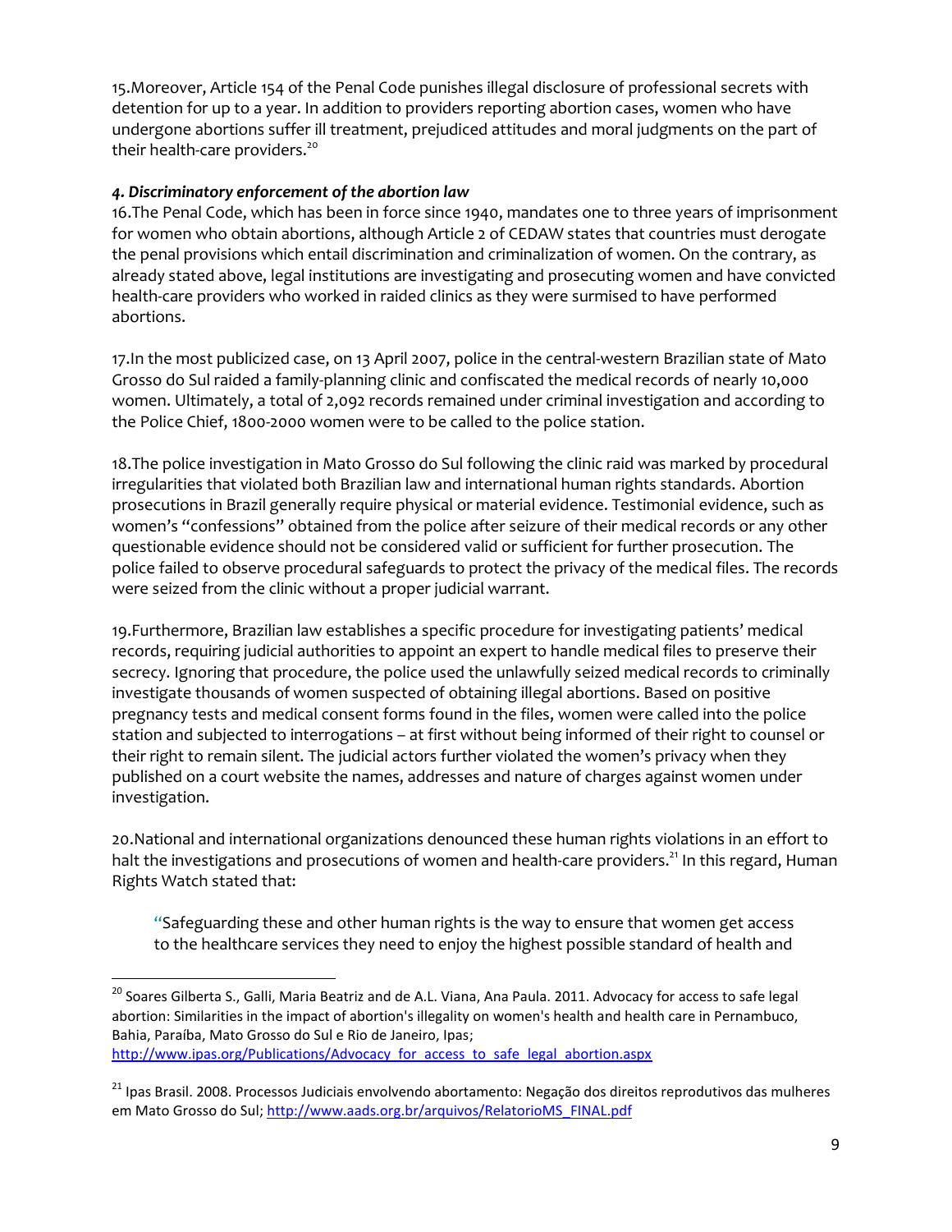15.Moreover, Article 154 of the Penal Code punishes illegal disclosure of professional secrets with detention for up to a year. In addition to providers reporting abortion cases, women who have undergone abortions suffer ill treatment, prejudiced attitudes and moral judgments on the part of their health-care providers.[20]

***4. Discriminatory enforcement of the abortion law***

16.The Penal Code, which has been in force since 1940, mandates one to three years of imprisonment for women who obtain abortions, although Article 2 of CEDAW states that countries must derogate the penal provisions which entail discrimination and criminalization of women. On the contrary, as already stated above, legal institutions are investigating and prosecuting women and have convicted health-care providers who worked in raided clinics as they were surmised to have performed abortions.

17.In the most publicized case, on 13 April 2007, police in the central-western Brazilian state of Mato Grosso do Sul raided a family-planning clinic and confiscated the medical records of nearly 10,000 women. Ultimately, a total of 2,092 records remained under criminal investigation and according to the Police Chief, 1800-2000 women were to be called to the police station.

18.The police investigation in Mato Grosso do Sul following the clinic raid was marked by procedural irregularities that violated both Brazilian law and international human rights standards. Abortion prosecutions in Brazil generally require physical or material evidence. Testimonial evidence, such as women's "confessions" obtained from the police after seizure of their medical records or any other questionable evidence should not be considered valid or sufficient for further prosecution. The police failed to observe procedural safeguards to protect the privacy of the medical files. The records were seized from the clinic without a proper judicial warrant.

19.Furthermore, Brazilian law establishes a specific procedure for investigating patients' medical records, requiring judicial authorities to appoint an expert to handle medical files to preserve their secrecy. Ignoring that procedure, the police used the unlawfully seized medical records to criminally investigate thousands of women suspected of obtaining illegal abortions. Based on positive pregnancy tests and medical consent forms found in the files, women were called into the police station and subjected to interrogations – at first without being informed of their right to counsel or their right to remain silent. The judicial actors further violated the women's privacy when they published on a court website the names, addresses and nature of charges against women under investigation.

20.National and international organizations denounced these human rights violations in an effort to halt the investigations and prosecutions of women and health-care providers.[21] In this regard, Human Rights Watch stated that:

> "Safeguarding these and other human rights is the way to ensure that women get access to the healthcare services they need to enjoy the highest possible standard of health and

---

[20] Soares Gilberta S., Galli, Maria Beatriz and de A.L. Viana, Ana Paula. 2011. Advocacy for access to safe legal abortion: Similarities in the impact of abortion's illegality on women's health and health care in Pernambuco, Bahia, Paraíba, Mato Grosso do Sul e Rio de Janeiro, Ipas; http://www.ipas.org/Publications/Advocacy_for_access_to_safe_legal_abortion.aspx

[21] Ipas Brasil. 2008. Processos Judiciais envolvendo abortamento: Negação dos direitos reprodutivos das mulheres em Mato Grosso do Sul; http://www.aads.org.br/arquivos/RelatorioMS_FINAL.pdf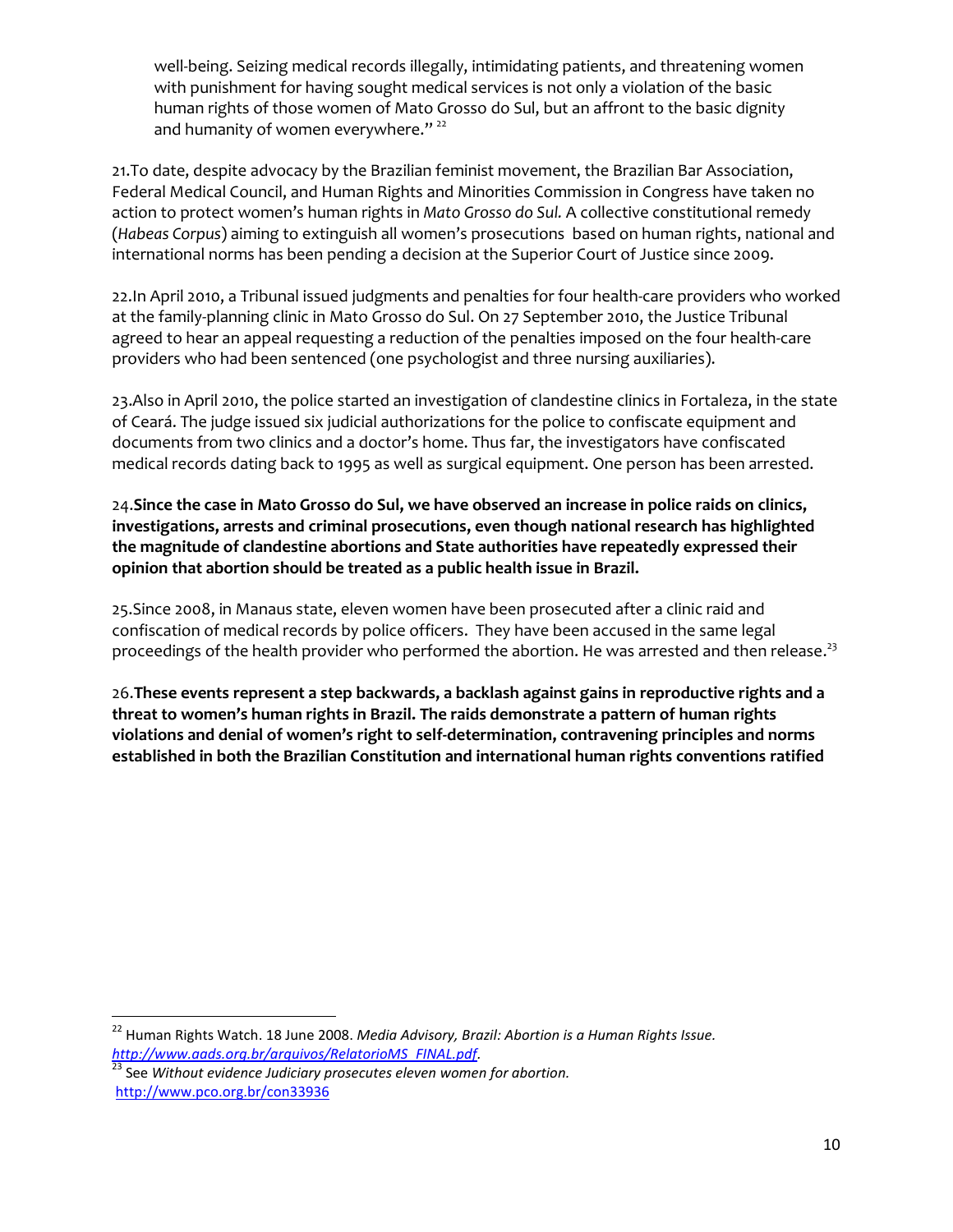well-being. Seizing medical records illegally, intimidating patients, and threatening women with punishment for having sought medical services is not only a violation of the basic human rights of those women of Mato Grosso do Sul, but an affront to the basic dignity and humanity of women everywhere." [22]

21.To date, despite advocacy by the Brazilian feminist movement, the Brazilian Bar Association, Federal Medical Council, and Human Rights and Minorities Commission in Congress have taken no action to protect women's human rights in *Mato Grosso do Sul.* A collective constitutional remedy (*Habeas Corpus*) aiming to extinguish all women's prosecutions based on human rights, national and international norms has been pending a decision at the Superior Court of Justice since 2009.

22.In April 2010, a Tribunal issued judgments and penalties for four health-care providers who worked at the family-planning clinic in Mato Grosso do Sul. On 27 September 2010, the Justice Tribunal agreed to hear an appeal requesting a reduction of the penalties imposed on the four health-care providers who had been sentenced (one psychologist and three nursing auxiliaries).

23.Also in April 2010, the police started an investigation of clandestine clinics in Fortaleza, in the state of Ceará. The judge issued six judicial authorizations for the police to confiscate equipment and documents from two clinics and a doctor's home. Thus far, the investigators have confiscated medical records dating back to 1995 as well as surgical equipment. One person has been arrested.

24.**Since the case in Mato Grosso do Sul, we have observed an increase in police raids on clinics, investigations, arrests and criminal prosecutions, even though national research has highlighted the magnitude of clandestine abortions and State authorities have repeatedly expressed their opinion that abortion should be treated as a public health issue in Brazil.**

25.Since 2008, in Manaus state, eleven women have been prosecuted after a clinic raid and confiscation of medical records by police officers. They have been accused in the same legal proceedings of the health provider who performed the abortion. He was arrested and then release.[23]

26.**These events represent a step backwards, a backlash against gains in reproductive rights and a threat to women's human rights in Brazil. The raids demonstrate a pattern of human rights violations and denial of women's right to self-determination, contravening principles and norms established in both the Brazilian Constitution and international human rights conventions ratified**

---

[22] Human Rights Watch. 18 June 2008. *Media Advisory, Brazil: Abortion is a Human Rights Issue.* *http://www.aads.org.br/arquivos/RelatorioMS_FINAL.pdf*.

[23] See *Without evidence Judiciary prosecutes eleven women for abortion.* http://www.pco.org.br/con33936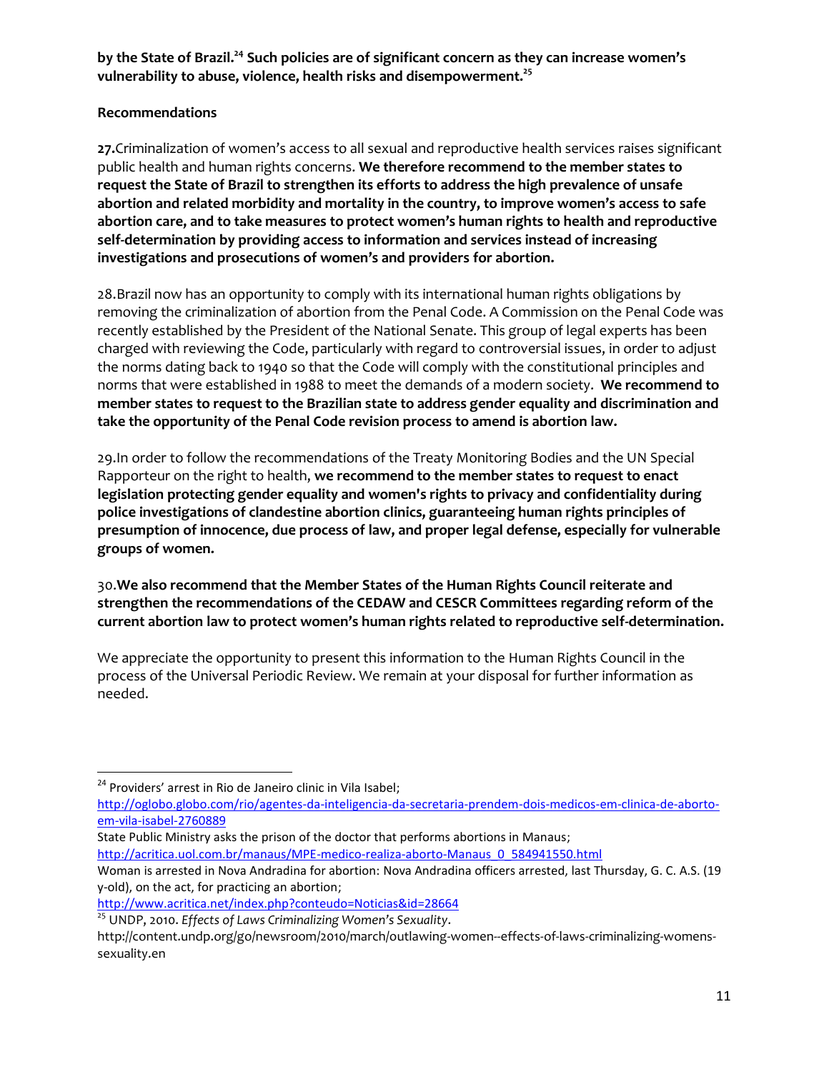**by the State of Brazil.[24] Such policies are of significant concern as they can increase women's vulnerability to abuse, violence, health risks and disempowerment.[25]**

**Recommendations**

**27.**Criminalization of women's access to all sexual and reproductive health services raises significant public health and human rights concerns. **We therefore recommend to the member states to request the State of Brazil to strengthen its efforts to address the high prevalence of unsafe abortion and related morbidity and mortality in the country, to improve women's access to safe abortion care, and to take measures to protect women's human rights to health and reproductive self-determination by providing access to information and services instead of increasing investigations and prosecutions of women's and providers for abortion.**

28.Brazil now has an opportunity to comply with its international human rights obligations by removing the criminalization of abortion from the Penal Code. A Commission on the Penal Code was recently established by the President of the National Senate. This group of legal experts has been charged with reviewing the Code, particularly with regard to controversial issues, in order to adjust the norms dating back to 1940 so that the Code will comply with the constitutional principles and norms that were established in 1988 to meet the demands of a modern society. **We recommend to member states to request to the Brazilian state to address gender equality and discrimination and take the opportunity of the Penal Code revision process to amend is abortion law.**

29.In order to follow the recommendations of the Treaty Monitoring Bodies and the UN Special Rapporteur on the right to health, **we recommend to the member states to request to enact legislation protecting gender equality and women's rights to privacy and confidentiality during police investigations of clandestine abortion clinics, guaranteeing human rights principles of presumption of innocence, due process of law, and proper legal defense, especially for vulnerable groups of women.**

30.**We also recommend that the Member States of the Human Rights Council reiterate and strengthen the recommendations of the CEDAW and CESCR Committees regarding reform of the current abortion law to protect women's human rights related to reproductive self-determination.**

We appreciate the opportunity to present this information to the Human Rights Council in the process of the Universal Periodic Review. We remain at your disposal for further information as needed.

---

[24] Providers' arrest in Rio de Janeiro clinic in Vila Isabel; http://oglobo.globo.com/rio/agentes-da-inteligencia-da-secretaria-prendem-dois-medicos-em-clinica-de-aborto-em-vila-isabel-2760889
State Public Ministry asks the prison of the doctor that performs abortions in Manaus; http://acritica.uol.com.br/manaus/MPE-medico-realiza-aborto-Manaus_0_584941550.html
Woman is arrested in Nova Andradina for abortion: Nova Andradina officers arrested, last Thursday, G. C. A.S. (19 y-old), on the act, for practicing an abortion; http://www.acritica.net/index.php?conteudo=Noticias&id=28664

[25] UNDP, 2010. *Effects of Laws Criminalizing Women's Sexuality*. http://content.undp.org/go/newsroom/2010/march/outlawing-women--effects-of-laws-criminalizing-womens-sexuality.en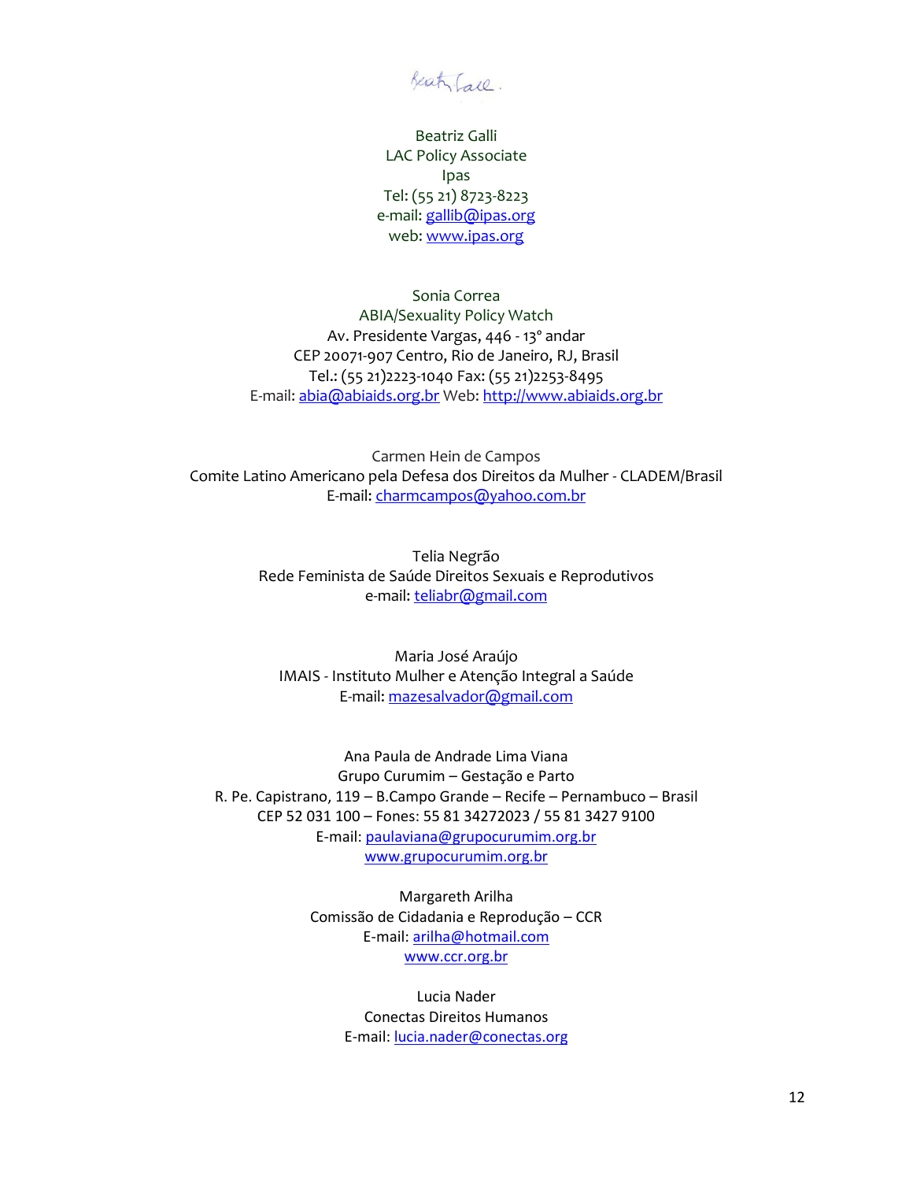Beatriz Galli

Beatriz Galli
LAC Policy Associate
Ipas
Tel: (55 21) 8723-8223
e-mail: gallib@ipas.org
web: www.ipas.org

Sonia Correa
ABIA/Sexuality Policy Watch
Av. Presidente Vargas, 446 - 13° andar
CEP 20071-907 Centro, Rio de Janeiro, RJ, Brasil
Tel.: (55 21)2223-1040 Fax: (55 21)2253-8495
E-mail: abia@abiaids.org.br Web: http://www.abiaids.org.br

Carmen Hein de Campos
Comite Latino Americano pela Defesa dos Direitos da Mulher - CLADEM/Brasil
E-mail: charmcampos@yahoo.com.br

Telia Negrão
Rede Feminista de Saúde Direitos Sexuais e Reprodutivos
e-mail: teliabr@gmail.com

Maria José Araújo
IMAIS - Instituto Mulher e Atenção Integral a Saúde
E-mail: mazesalvador@gmail.com

Ana Paula de Andrade Lima Viana
Grupo Curumim – Gestação e Parto
R. Pe. Capistrano, 119 – B.Campo Grande – Recife – Pernambuco – Brasil
CEP 52 031 100 – Fones: 55 81 34272023 / 55 81 3427 9100
E-mail: paulaviana@grupocurumim.org.br
www.grupocurumim.org.br

Margareth Arilha
Comissão de Cidadania e Reprodução – CCR
E-mail: arilha@hotmail.com
www.ccr.org.br

Lucia Nader
Conectas Direitos Humanos
E-mail: lucia.nader@conectas.org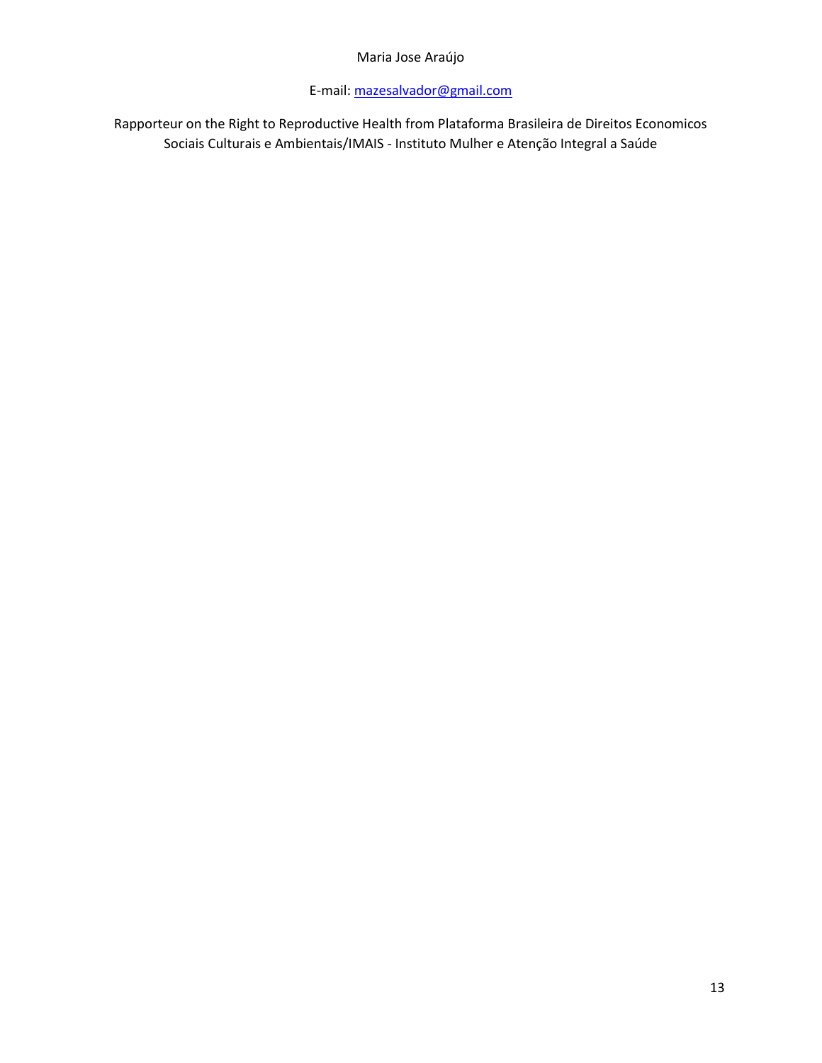Maria Jose Araújo

E-mail: mazesalvador@gmail.com

Rapporteur on the Right to Reproductive Health from Plataforma Brasileira de Direitos Economicos Sociais Culturais e Ambientais/IMAIS - Instituto Mulher e Atenção Integral a Saúde